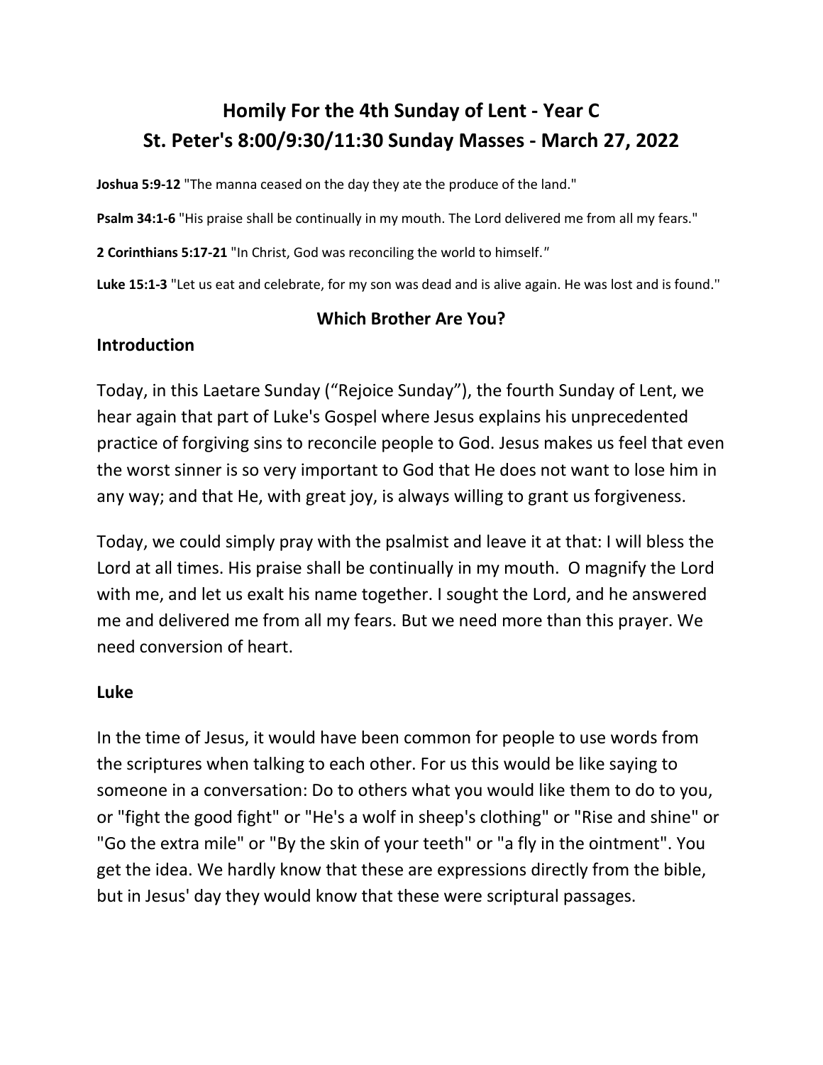# Homily For the 4th Sunday of Lent - Year C
# St. Peter's 8:00/9:30/11:30 Sunday Masses - March 27, 2022

**Joshua 5:9-12** "The manna ceased on the day they ate the produce of the land."

**Psalm 34:1-6** "His praise shall be continually in my mouth. The Lord delivered me from all my fears."

**2 Corinthians 5:17-21** "In Christ, God was reconciling the world to himself."

**Luke 15:1-3** "Let us eat and celebrate, for my son was dead and is alive again. He was lost and is found."

### Which Brother Are You?

## Introduction

Today, in this Laetare Sunday ("Rejoice Sunday"), the fourth Sunday of Lent, we hear again that part of Luke's Gospel where Jesus explains his unprecedented practice of forgiving sins to reconcile people to God. Jesus makes us feel that even the worst sinner is so very important to God that He does not want to lose him in any way; and that He, with great joy, is always willing to grant us forgiveness.

Today, we could simply pray with the psalmist and leave it at that: I will bless the Lord at all times. His praise shall be continually in my mouth. O magnify the Lord with me, and let us exalt his name together. I sought the Lord, and he answered me and delivered me from all my fears. But we need more than this prayer. We need conversion of heart.

## Luke

In the time of Jesus, it would have been common for people to use words from the scriptures when talking to each other. For us this would be like saying to someone in a conversation: Do to others what you would like them to do to you, or "fight the good fight" or "He's a wolf in sheep's clothing" or "Rise and shine" or "Go the extra mile" or "By the skin of your teeth" or "a fly in the ointment". You get the idea. We hardly know that these are expressions directly from the bible, but in Jesus' day they would know that these were scriptural passages.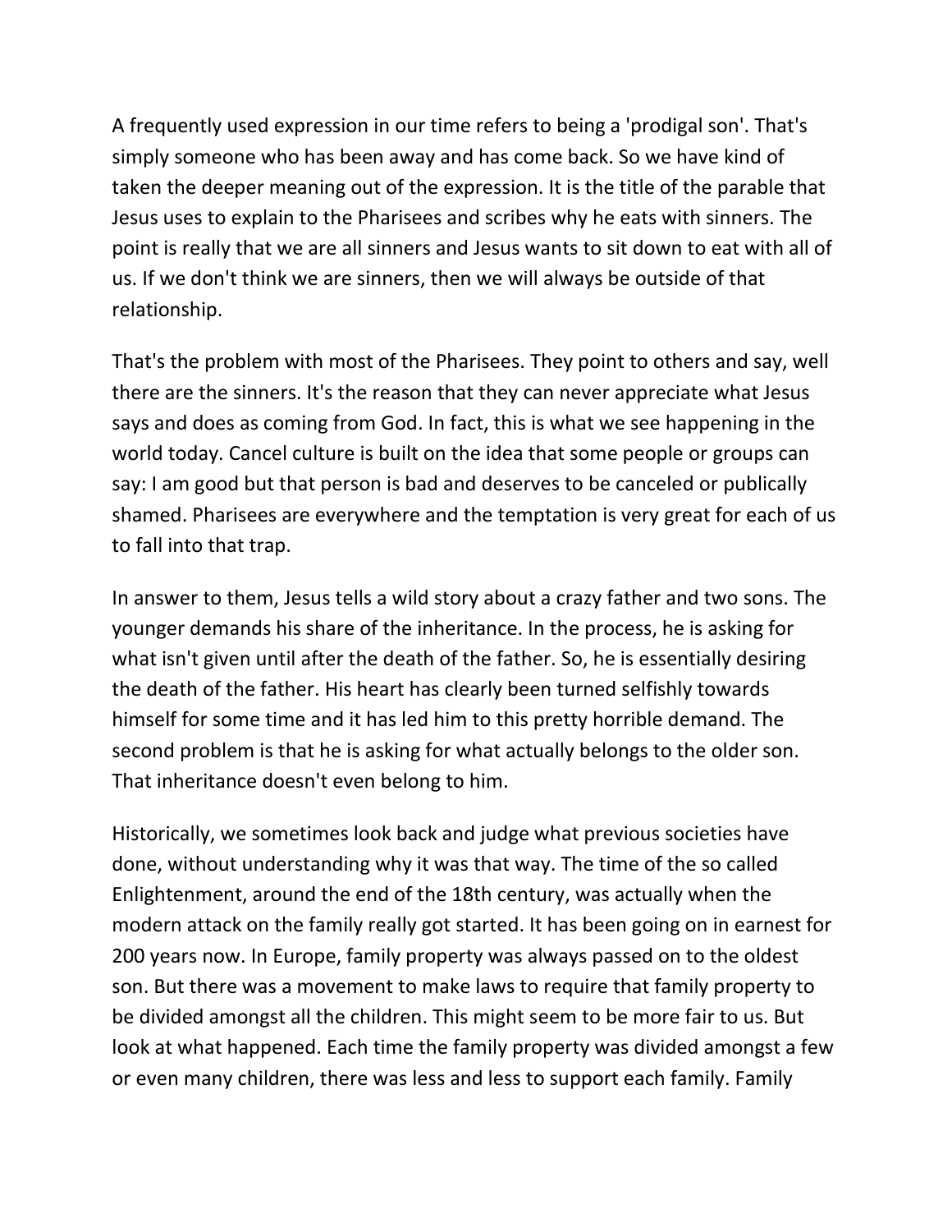A frequently used expression in our time refers to being a 'prodigal son'. That's simply someone who has been away and has come back. So we have kind of taken the deeper meaning out of the expression. It is the title of the parable that Jesus uses to explain to the Pharisees and scribes why he eats with sinners. The point is really that we are all sinners and Jesus wants to sit down to eat with all of us. If we don't think we are sinners, then we will always be outside of that relationship.

That's the problem with most of the Pharisees. They point to others and say, well there are the sinners. It's the reason that they can never appreciate what Jesus says and does as coming from God. In fact, this is what we see happening in the world today. Cancel culture is built on the idea that some people or groups can say: I am good but that person is bad and deserves to be canceled or publically shamed. Pharisees are everywhere and the temptation is very great for each of us to fall into that trap.

In answer to them, Jesus tells a wild story about a crazy father and two sons. The younger demands his share of the inheritance. In the process, he is asking for what isn't given until after the death of the father. So, he is essentially desiring the death of the father. His heart has clearly been turned selfishly towards himself for some time and it has led him to this pretty horrible demand. The second problem is that he is asking for what actually belongs to the older son. That inheritance doesn't even belong to him.

Historically, we sometimes look back and judge what previous societies have done, without understanding why it was that way. The time of the so called Enlightenment, around the end of the 18th century, was actually when the modern attack on the family really got started. It has been going on in earnest for 200 years now. In Europe, family property was always passed on to the oldest son. But there was a movement to make laws to require that family property to be divided amongst all the children. This might seem to be more fair to us. But look at what happened. Each time the family property was divided amongst a few or even many children, there was less and less to support each family. Family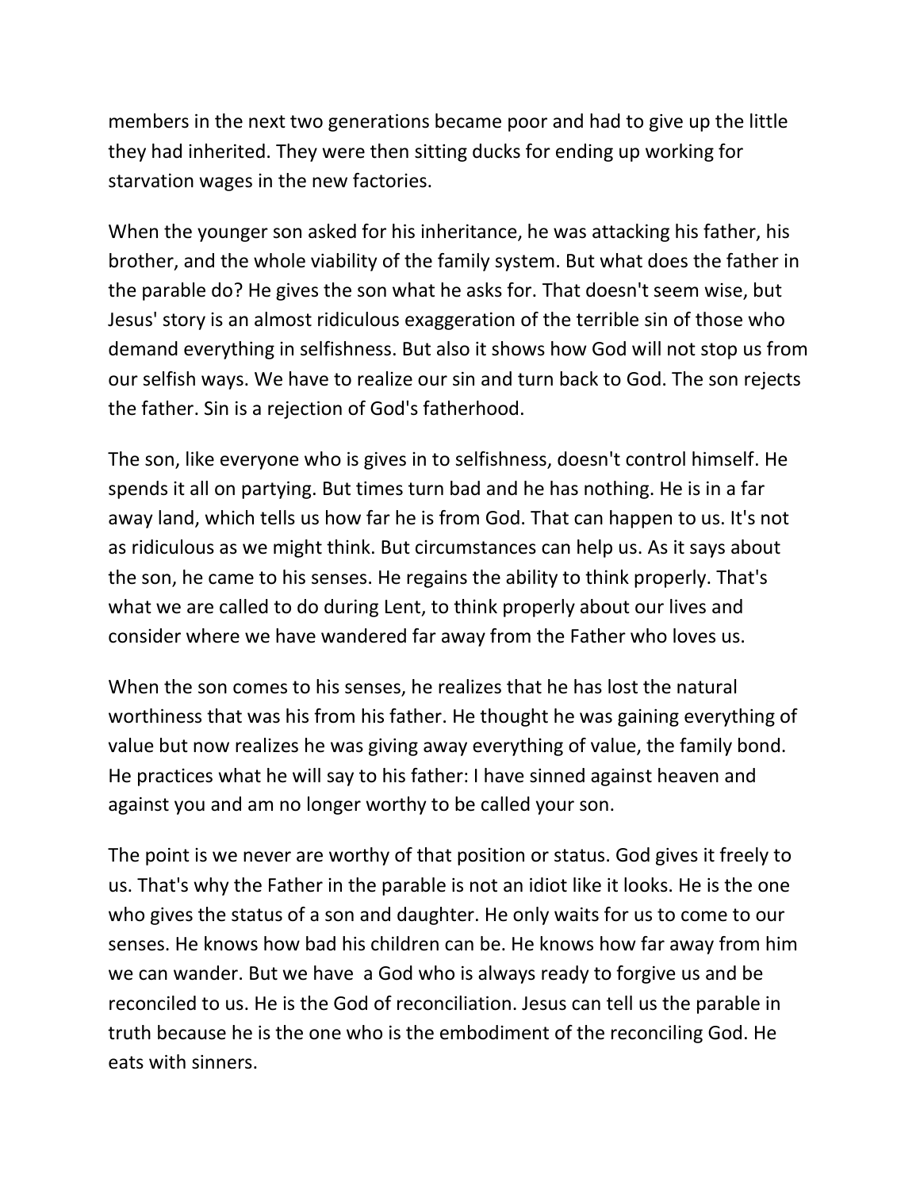members in the next two generations became poor and had to give up the little they had inherited. They were then sitting ducks for ending up working for starvation wages in the new factories.

When the younger son asked for his inheritance, he was attacking his father, his brother, and the whole viability of the family system. But what does the father in the parable do? He gives the son what he asks for. That doesn't seem wise, but Jesus' story is an almost ridiculous exaggeration of the terrible sin of those who demand everything in selfishness. But also it shows how God will not stop us from our selfish ways. We have to realize our sin and turn back to God. The son rejects the father. Sin is a rejection of God's fatherhood.

The son, like everyone who is gives in to selfishness, doesn't control himself. He spends it all on partying. But times turn bad and he has nothing. He is in a far away land, which tells us how far he is from God. That can happen to us. It's not as ridiculous as we might think. But circumstances can help us. As it says about the son, he came to his senses. He regains the ability to think properly. That's what we are called to do during Lent, to think properly about our lives and consider where we have wandered far away from the Father who loves us.

When the son comes to his senses, he realizes that he has lost the natural worthiness that was his from his father. He thought he was gaining everything of value but now realizes he was giving away everything of value, the family bond. He practices what he will say to his father: I have sinned against heaven and against you and am no longer worthy to be called your son.

The point is we never are worthy of that position or status. God gives it freely to us. That's why the Father in the parable is not an idiot like it looks. He is the one who gives the status of a son and daughter. He only waits for us to come to our senses. He knows how bad his children can be. He knows how far away from him we can wander. But we have a God who is always ready to forgive us and be reconciled to us. He is the God of reconciliation. Jesus can tell us the parable in truth because he is the one who is the embodiment of the reconciling God. He eats with sinners.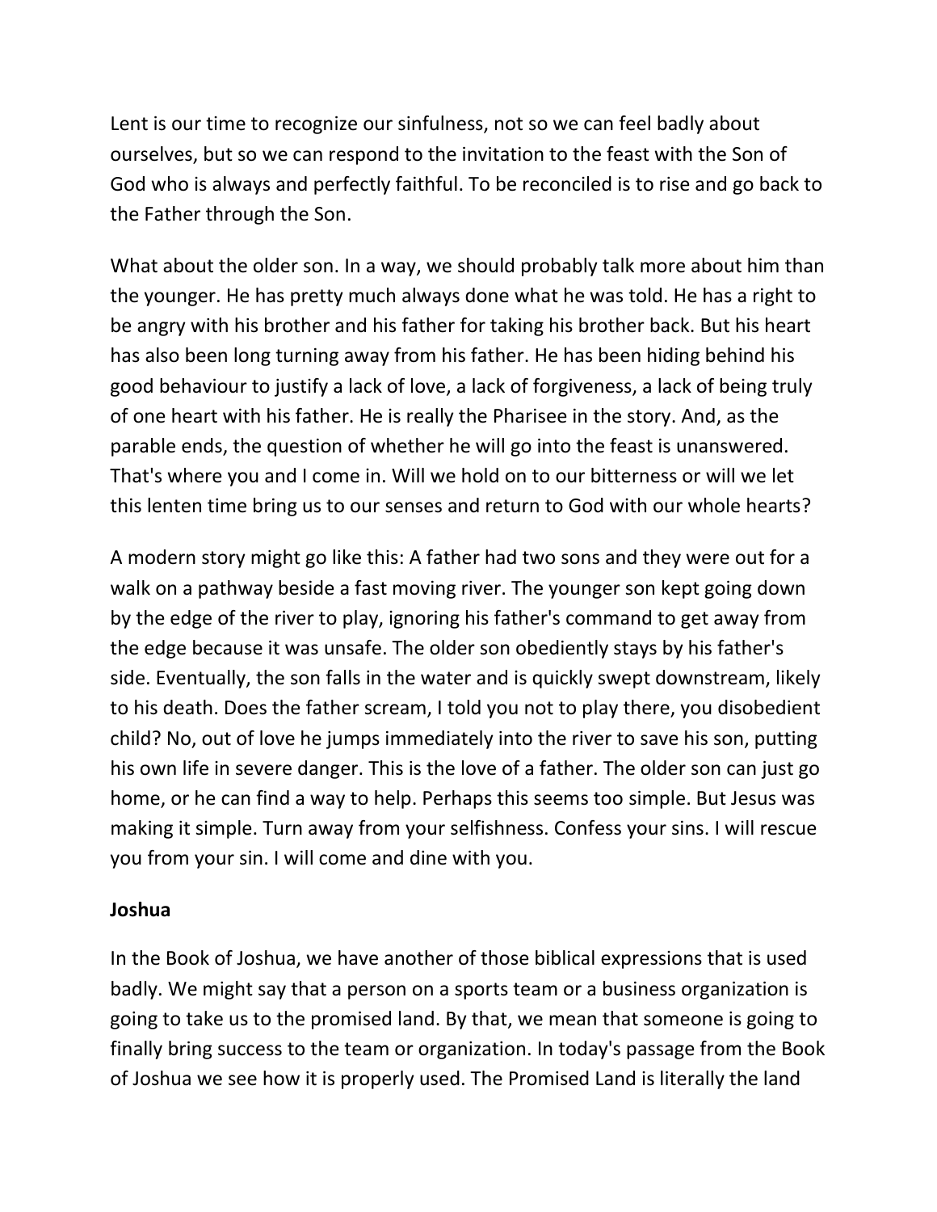Lent is our time to recognize our sinfulness, not so we can feel badly about ourselves, but so we can respond to the invitation to the feast with the Son of God who is always and perfectly faithful. To be reconciled is to rise and go back to the Father through the Son.

What about the older son. In a way, we should probably talk more about him than the younger. He has pretty much always done what he was told. He has a right to be angry with his brother and his father for taking his brother back. But his heart has also been long turning away from his father. He has been hiding behind his good behaviour to justify a lack of love, a lack of forgiveness, a lack of being truly of one heart with his father. He is really the Pharisee in the story. And, as the parable ends, the question of whether he will go into the feast is unanswered. That's where you and I come in. Will we hold on to our bitterness or will we let this lenten time bring us to our senses and return to God with our whole hearts?

A modern story might go like this: A father had two sons and they were out for a walk on a pathway beside a fast moving river. The younger son kept going down by the edge of the river to play, ignoring his father's command to get away from the edge because it was unsafe. The older son obediently stays by his father's side. Eventually, the son falls in the water and is quickly swept downstream, likely to his death. Does the father scream, I told you not to play there, you disobedient child? No, out of love he jumps immediately into the river to save his son, putting his own life in severe danger. This is the love of a father. The older son can just go home, or he can find a way to help. Perhaps this seems too simple. But Jesus was making it simple. Turn away from your selfishness. Confess your sins. I will rescue you from your sin. I will come and dine with you.

**Joshua**

In the Book of Joshua, we have another of those biblical expressions that is used badly. We might say that a person on a sports team or a business organization is going to take us to the promised land. By that, we mean that someone is going to finally bring success to the team or organization. In today's passage from the Book of Joshua we see how it is properly used. The Promised Land is literally the land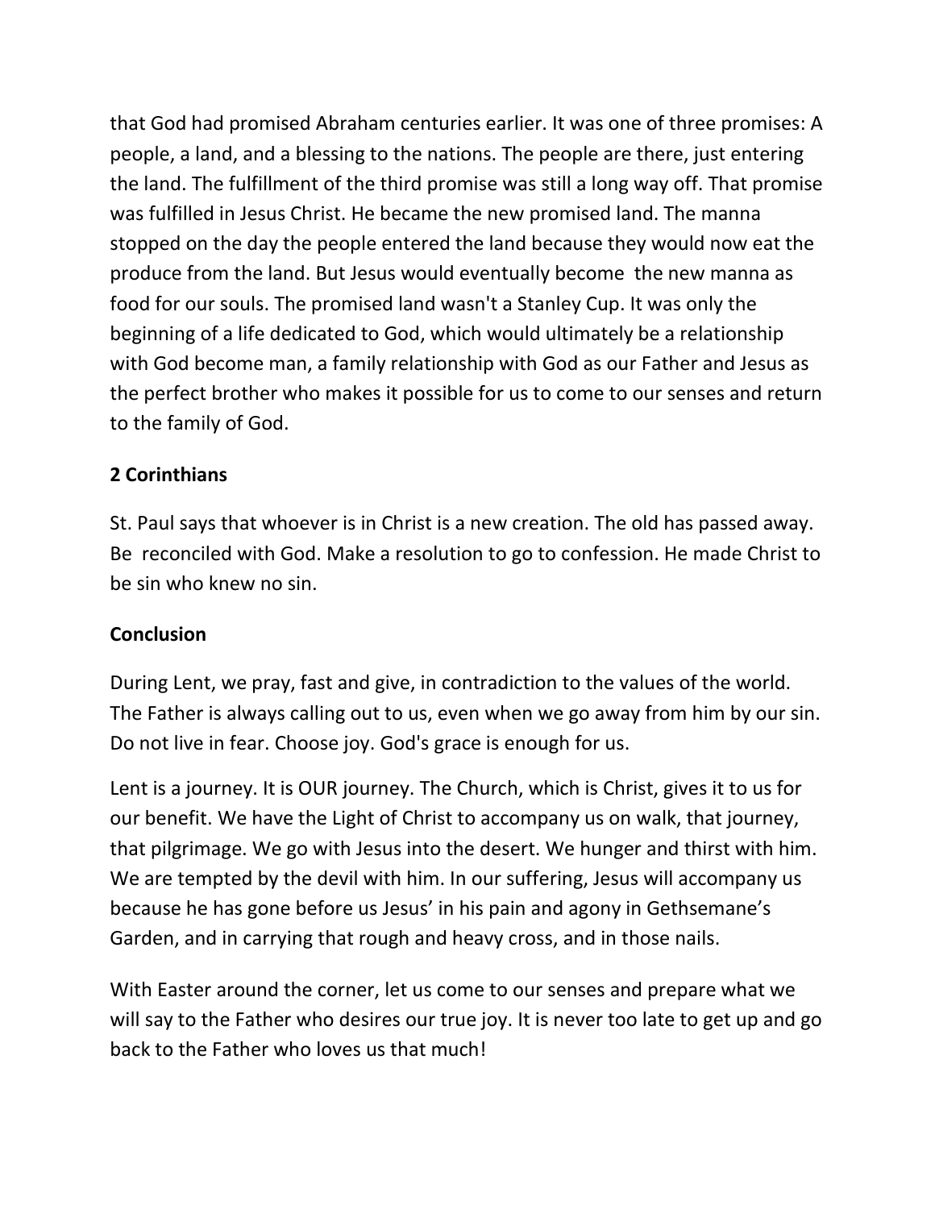that God had promised Abraham centuries earlier. It was one of three promises: A people, a land, and a blessing to the nations. The people are there, just entering the land. The fulfillment of the third promise was still a long way off. That promise was fulfilled in Jesus Christ. He became the new promised land. The manna stopped on the day the people entered the land because they would now eat the produce from the land. But Jesus would eventually become the new manna as food for our souls. The promised land wasn't a Stanley Cup. It was only the beginning of a life dedicated to God, which would ultimately be a relationship with God become man, a family relationship with God as our Father and Jesus as the perfect brother who makes it possible for us to come to our senses and return to the family of God.

**2 Corinthians**

St. Paul says that whoever is in Christ is a new creation. The old has passed away. Be reconciled with God. Make a resolution to go to confession. He made Christ to be sin who knew no sin.

**Conclusion**

During Lent, we pray, fast and give, in contradiction to the values of the world. The Father is always calling out to us, even when we go away from him by our sin. Do not live in fear. Choose joy. God's grace is enough for us.

Lent is a journey. It is OUR journey. The Church, which is Christ, gives it to us for our benefit. We have the Light of Christ to accompany us on walk, that journey, that pilgrimage. We go with Jesus into the desert. We hunger and thirst with him. We are tempted by the devil with him. In our suffering, Jesus will accompany us because he has gone before us Jesus' in his pain and agony in Gethsemane's Garden, and in carrying that rough and heavy cross, and in those nails.

With Easter around the corner, let us come to our senses and prepare what we will say to the Father who desires our true joy. It is never too late to get up and go back to the Father who loves us that much!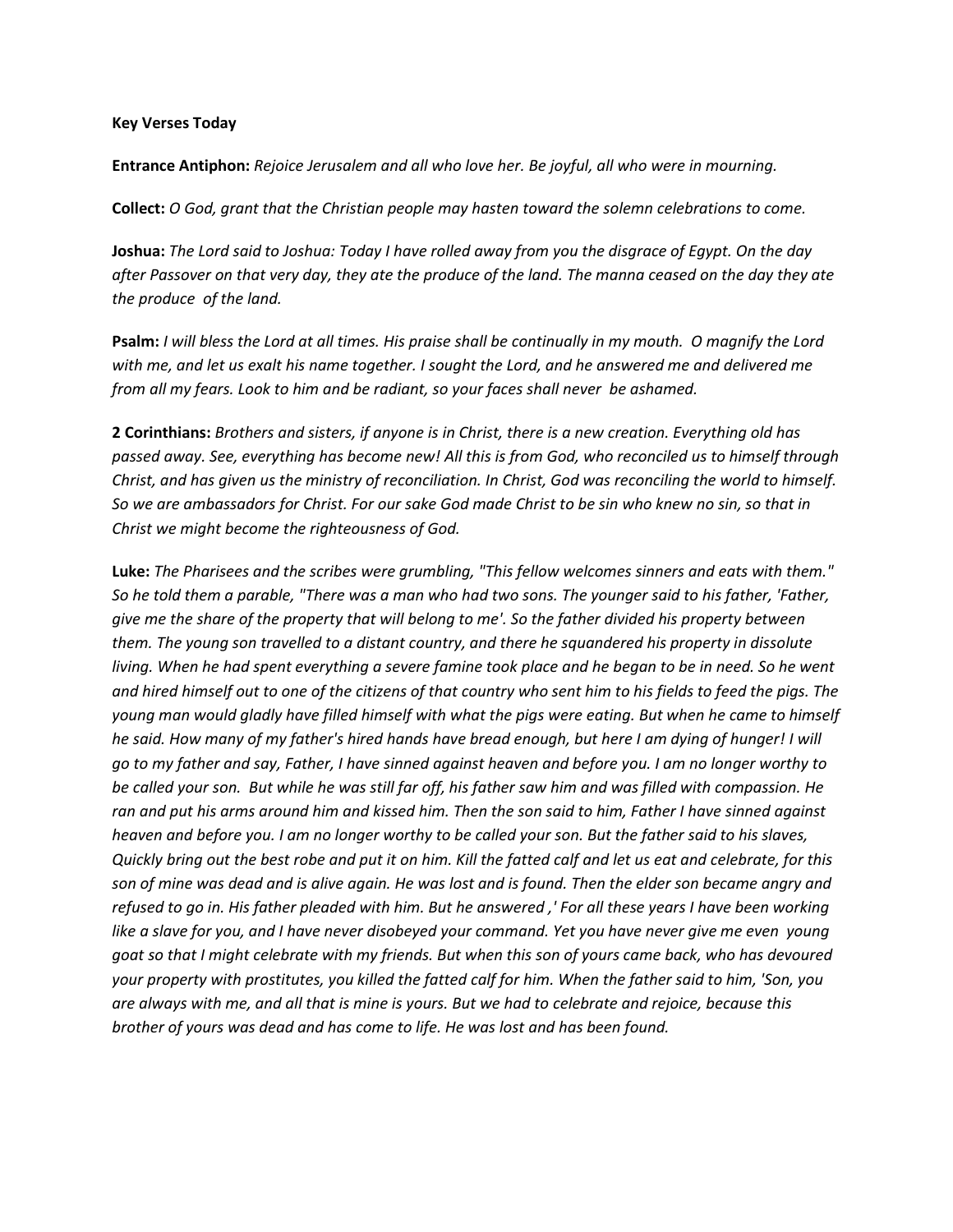**Key Verses Today**

**Entrance Antiphon:** *Rejoice Jerusalem and all who love her. Be joyful, all who were in mourning.*

**Collect:** *O God, grant that the Christian people may hasten toward the solemn celebrations to come.*

**Joshua:** *The Lord said to Joshua: Today I have rolled away from you the disgrace of Egypt. On the day after Passover on that very day, they ate the produce of the land. The manna ceased on the day they ate the produce of the land.*

**Psalm:** *I will bless the Lord at all times. His praise shall be continually in my mouth. O magnify the Lord with me, and let us exalt his name together. I sought the Lord, and he answered me and delivered me from all my fears. Look to him and be radiant, so your faces shall never be ashamed.*

**2 Corinthians:** *Brothers and sisters, if anyone is in Christ, there is a new creation. Everything old has passed away. See, everything has become new! All this is from God, who reconciled us to himself through Christ, and has given us the ministry of reconciliation. In Christ, God was reconciling the world to himself. So we are ambassadors for Christ. For our sake God made Christ to be sin who knew no sin, so that in Christ we might become the righteousness of God.*

**Luke:** *The Pharisees and the scribes were grumbling, "This fellow welcomes sinners and eats with them." So he told them a parable, "There was a man who had two sons. The younger said to his father, 'Father, give me the share of the property that will belong to me'. So the father divided his property between them. The young son travelled to a distant country, and there he squandered his property in dissolute living. When he had spent everything a severe famine took place and he began to be in need. So he went and hired himself out to one of the citizens of that country who sent him to his fields to feed the pigs. The young man would gladly have filled himself with what the pigs were eating. But when he came to himself he said. How many of my father's hired hands have bread enough, but here I am dying of hunger! I will go to my father and say, Father, I have sinned against heaven and before you. I am no longer worthy to be called your son. But while he was still far off, his father saw him and was filled with compassion. He ran and put his arms around him and kissed him. Then the son said to him, Father I have sinned against heaven and before you. I am no longer worthy to be called your son. But the father said to his slaves, Quickly bring out the best robe and put it on him. Kill the fatted calf and let us eat and celebrate, for this son of mine was dead and is alive again. He was lost and is found. Then the elder son became angry and refused to go in. His father pleaded with him. But he answered ,' For all these years I have been working like a slave for you, and I have never disobeyed your command. Yet you have never give me even young goat so that I might celebrate with my friends. But when this son of yours came back, who has devoured your property with prostitutes, you killed the fatted calf for him. When the father said to him, 'Son, you are always with me, and all that is mine is yours. But we had to celebrate and rejoice, because this brother of yours was dead and has come to life. He was lost and has been found.*